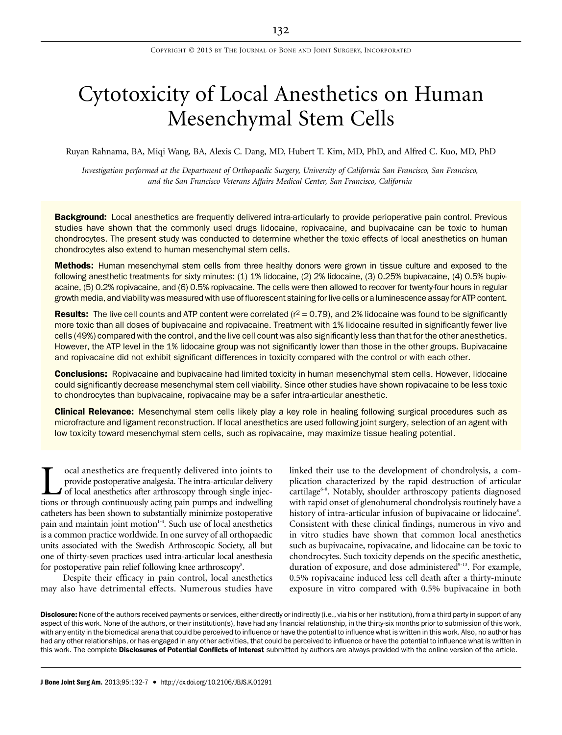# Cytotoxicity of Local Anesthetics on Human Mesenchymal Stem Cells

Ruyan Rahnama, BA, Miqi Wang, BA, Alexis C. Dang, MD, Hubert T. Kim, MD, PhD, and Alfred C. Kuo, MD, PhD

*Investigation performed at the Department of Orthopaedic Surgery, University of California San Francisco, San Francisco, and the San Francisco Veterans Affairs Medical Center, San Francisco, California*

**Background:** Local anesthetics are frequently delivered intra-articularly to provide perioperative pain control. Previous studies have shown that the commonly used drugs lidocaine, ropivacaine, and bupivacaine can be toxic to human chondrocytes. The present study was conducted to determine whether the toxic effects of local anesthetics on human chondrocytes also extend to human mesenchymal stem cells.

**Methods:** Human mesenchymal stem cells from three healthy donors were grown in tissue culture and exposed to the following anesthetic treatments for sixty minutes: (1) 1% lidocaine, (2) 2% lidocaine, (3) 0.25% bupivacaine, (4) 0.5% bupivacaine, (5) 0.2% ropivacaine, and (6) 0.5% ropivacaine. The cells were then allowed to recover for twenty-four hours in regular growth media, and viability was measured with use of fluorescent staining for live cells or a luminescence assay for ATP content.

**Results:** The live cell counts and ATP content were correlated ($r^2 = 0.79$), and 2% lidocaine was found to be significantly more toxic than all doses of bupivacaine and ropivacaine. Treatment with 1% lidocaine resulted in significantly fewer live cells (49%) compared with the control, and the live cell count was also significantly less than that for the other anesthetics. However, the ATP level in the 1% lidocaine group was not significantly lower than those in the other groups. Bupivacaine and ropivacaine did not exhibit significant differences in toxicity compared with the control or with each other.

**Conclusions:** Ropivacaine and bupivacaine had limited toxicity in human mesenchymal stem cells. However, lidocaine could significantly decrease mesenchymal stem cell viability. Since other studies have shown ropivacaine to be less toxic to chondrocytes than bupivacaine, ropivacaine may be a safer intra-articular anesthetic.

**Clinical Relevance:** Mesenchymal stem cells likely play a key role in healing following surgical procedures such as microfracture and ligament reconstruction. If local anesthetics are used following joint surgery, selection of an agent with low toxicity toward mesenchymal stem cells, such as ropivacaine, may maximize tissue healing potential.

Local anesthetics are frequently delivered into joints to provide postoperative analgesia. The intra-articular delivery of local anesthetics after arthroscopy through single injections or through continuously acting pain pumps and indwelling catheters has been shown to substantially minimize postoperative pain and maintain joint motion[1-4]. Such use of local anesthetics is a common practice worldwide. In one survey of all orthopaedic units associated with the Swedish Arthroscopic Society, all but one of thirty-seven practices used intra-articular local anesthesia for postoperative pain relief following knee arthroscopy[5].

Despite their efficacy in pain control, local anesthetics may also have detrimental effects. Numerous studies have linked their use to the development of chondrolysis, a complication characterized by the rapid destruction of articular cartilage[6-8]. Notably, shoulder arthroscopy patients diagnosed with rapid onset of glenohumeral chondrolysis routinely have a history of intra-articular infusion of bupivacaine or lidocaine[8]. Consistent with these clinical findings, numerous in vivo and in vitro studies have shown that common local anesthetics such as bupivacaine, ropivacaine, and lidocaine can be toxic to chondrocytes. Such toxicity depends on the specific anesthetic, duration of exposure, and dose administered[9-13]. For example, 0.5% ropivacaine induced less cell death after a thirty-minute exposure in vitro compared with 0.5% bupivacaine in both

**Disclosure:** None of the authors received payments or services, either directly or indirectly (i.e., via his or her institution), from a third party in support of any aspect of this work. None of the authors, or their institution(s), have had any financial relationship, in the thirty-six months prior to submission of this work, with any entity in the biomedical arena that could be perceived to influence or have the potential to influence what is written in this work. Also, no author has had any other relationships, or has engaged in any other activities, that could be perceived to influence or have the potential to influence what is written in this work. The complete **Disclosures of Potential Conflicts of Interest** submitted by authors are always provided with the online version of the article.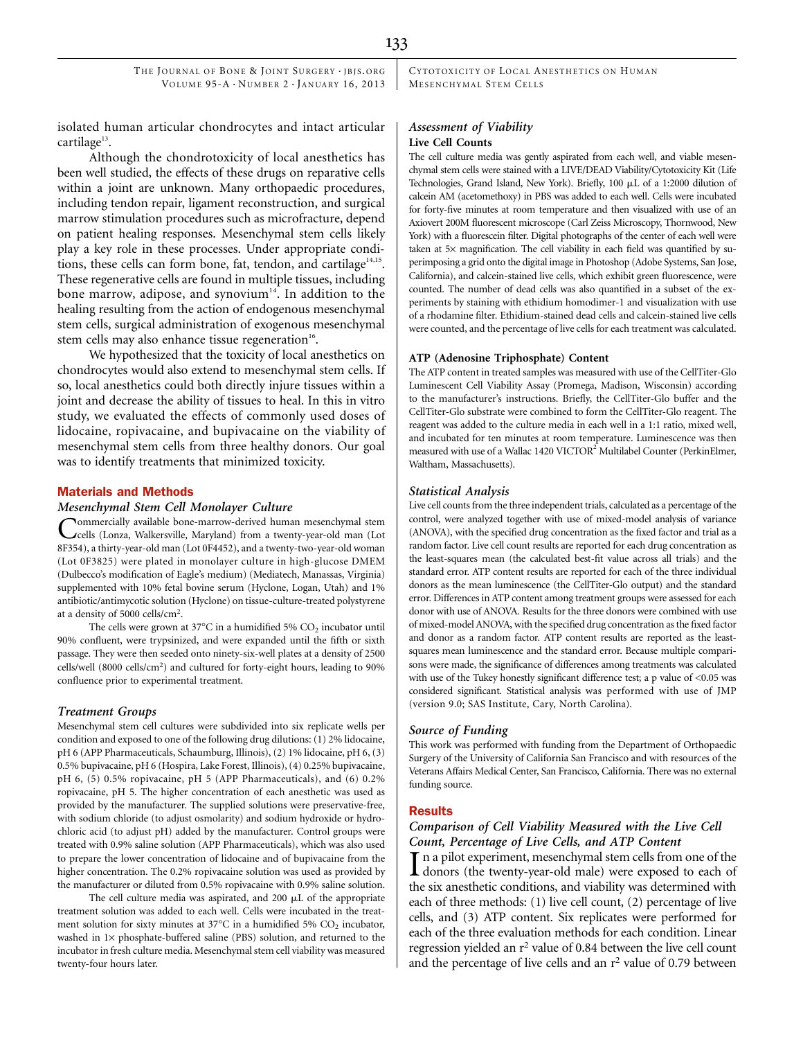isolated human articular chondrocytes and intact articular cartilage[13].

Although the chondrotoxicity of local anesthetics has been well studied, the effects of these drugs on reparative cells within a joint are unknown. Many orthopaedic procedures, including tendon repair, ligament reconstruction, and surgical marrow stimulation procedures such as microfracture, depend on patient healing responses. Mesenchymal stem cells likely play a key role in these processes. Under appropriate conditions, these cells can form bone, fat, tendon, and cartilage[14,15]. These regenerative cells are found in multiple tissues, including bone marrow, adipose, and synovium[14]. In addition to the healing resulting from the action of endogenous mesenchymal stem cells, surgical administration of exogenous mesenchymal stem cells may also enhance tissue regeneration[16].

We hypothesized that the toxicity of local anesthetics on chondrocytes would also extend to mesenchymal stem cells. If so, local anesthetics could both directly injure tissues within a joint and decrease the ability of tissues to heal. In this in vitro study, we evaluated the effects of commonly used doses of lidocaine, ropivacaine, and bupivacaine on the viability of mesenchymal stem cells from three healthy donors. Our goal was to identify treatments that minimized toxicity.

## Materials and Methods

### Mesenchymal Stem Cell Monolayer Culture

Commercially available bone-marrow-derived human mesenchymal stem cells (Lonza, Walkersville, Maryland) from a twenty-year-old man (Lot 8F354), a thirty-year-old man (Lot 0F4452), and a twenty-two-year-old woman (Lot 0F3825) were plated in monolayer culture in high-glucose DMEM (Dulbecco's modification of Eagle's medium) (Mediatech, Manassas, Virginia) supplemented with 10% fetal bovine serum (Hyclone, Logan, Utah) and 1% antibiotic/antimycotic solution (Hyclone) on tissue-culture-treated polystyrene at a density of 5000 cells/cm$^2$.

The cells were grown at 37°C in a humidified 5% $CO_2$ incubator until 90% confluent, were trypsinized, and were expanded until the fifth or sixth passage. They were then seeded onto ninety-six-well plates at a density of 2500 cells/well (8000 cells/cm$^2$) and cultured for forty-eight hours, leading to 90% confluence prior to experimental treatment.

### Treatment Groups

Mesenchymal stem cell cultures were subdivided into six replicate wells per condition and exposed to one of the following drug dilutions: (1) 2% lidocaine, pH 6 (APP Pharmaceuticals, Schaumburg, Illinois), (2) 1% lidocaine, pH 6, (3) 0.5% bupivacaine, pH 6 (Hospira, Lake Forest, Illinois), (4) 0.25% bupivacaine, pH 6, (5) 0.5% ropivacaine, pH 5 (APP Pharmaceuticals), and (6) 0.2% ropivacaine, pH 5. The higher concentration of each anesthetic was used as provided by the manufacturer. The supplied solutions were preservative-free, with sodium chloride (to adjust osmolarity) and sodium hydroxide or hydrochloric acid (to adjust pH) added by the manufacturer. Control groups were treated with 0.9% saline solution (APP Pharmaceuticals), which was also used to prepare the lower concentration of lidocaine and of bupivacaine from the higher concentration. The 0.2% ropivacaine solution was used as provided by the manufacturer or diluted from 0.5% ropivacaine with 0.9% saline solution.

The cell culture media was aspirated, and 200 μL of the appropriate treatment solution was added to each well. Cells were incubated in the treatment solution for sixty minutes at 37°C in a humidified 5% $CO_2$ incubator, washed in 1× phosphate-buffered saline (PBS) solution, and returned to the incubator in fresh culture media. Mesenchymal stem cell viability was measured twenty-four hours later.

### Assessment of Viability

#### Live Cell Counts

The cell culture media was gently aspirated from each well, and viable mesenchymal stem cells were stained with a LIVE/DEAD Viability/Cytotoxicity Kit (Life Technologies, Grand Island, New York). Briefly, 100 μL of a 1:2000 dilution of calcein AM (acetomethoxy) in PBS was added to each well. Cells were incubated for forty-five minutes at room temperature and then visualized with use of an Axiovert 200M fluorescent microscope (Carl Zeiss Microscopy, Thornwood, New York) with a fluorescein filter. Digital photographs of the center of each well were taken at 5× magnification. The cell viability in each field was quantified by superimposing a grid onto the digital image in Photoshop (Adobe Systems, San Jose, California), and calcein-stained live cells, which exhibit green fluorescence, were counted. The number of dead cells was also quantified in a subset of the experiments by staining with ethidium homodimer-1 and visualization with use of a rhodamine filter. Ethidium-stained dead cells and calcein-stained live cells were counted, and the percentage of live cells for each treatment was calculated.

#### ATP (Adenosine Triphosphate) Content

The ATP content in treated samples was measured with use of the CellTiter-Glo Luminescent Cell Viability Assay (Promega, Madison, Wisconsin) according to the manufacturer's instructions. Briefly, the CellTiter-Glo buffer and the CellTiter-Glo substrate were combined to form the CellTiter-Glo reagent. The reagent was added to the culture media in each well in a 1:1 ratio, mixed well, and incubated for ten minutes at room temperature. Luminescence was then measured with use of a Wallac 1420 VICTOR$^2$ Multilabel Counter (PerkinElmer, Waltham, Massachusetts).

### Statistical Analysis

Live cell counts from the three independent trials, calculated as a percentage of the control, were analyzed together with use of mixed-model analysis of variance (ANOVA), with the specified drug concentration as the fixed factor and trial as a random factor. Live cell count results are reported for each drug concentration as the least-squares mean (the calculated best-fit value across all trials) and the standard error. ATP content results are reported for each of the three individual donors as the mean luminescence (the CellTiter-Glo output) and the standard error. Differences in ATP content among treatment groups were assessed for each donor with use of ANOVA. Results for the three donors were combined with use of mixed-model ANOVA, with the specified drug concentration as the fixed factor and donor as a random factor. ATP content results are reported as the least-squares mean luminescence and the standard error. Because multiple comparisons were made, the significance of differences among treatments was calculated with use of the Tukey honestly significant difference test; a p value of $<0.05$ was considered significant. Statistical analysis was performed with use of JMP (version 9.0; SAS Institute, Cary, North Carolina).

### Source of Funding

This work was performed with funding from the Department of Orthopaedic Surgery of the University of California San Francisco and with resources of the Veterans Affairs Medical Center, San Francisco, California. There was no external funding source.

## Results

### Comparison of Cell Viability Measured with the Live Cell Count, Percentage of Live Cells, and ATP Content

In a pilot experiment, mesenchymal stem cells from one of the donors (the twenty-year-old male) were exposed to each of the six anesthetic conditions, and viability was determined with each of three methods: (1) live cell count, (2) percentage of live cells, and (3) ATP content. Six replicates were performed for each of the three evaluation methods for each condition. Linear regression yielded an $r^2$ value of 0.84 between the live cell count and the percentage of live cells and an $r^2$ value of 0.79 between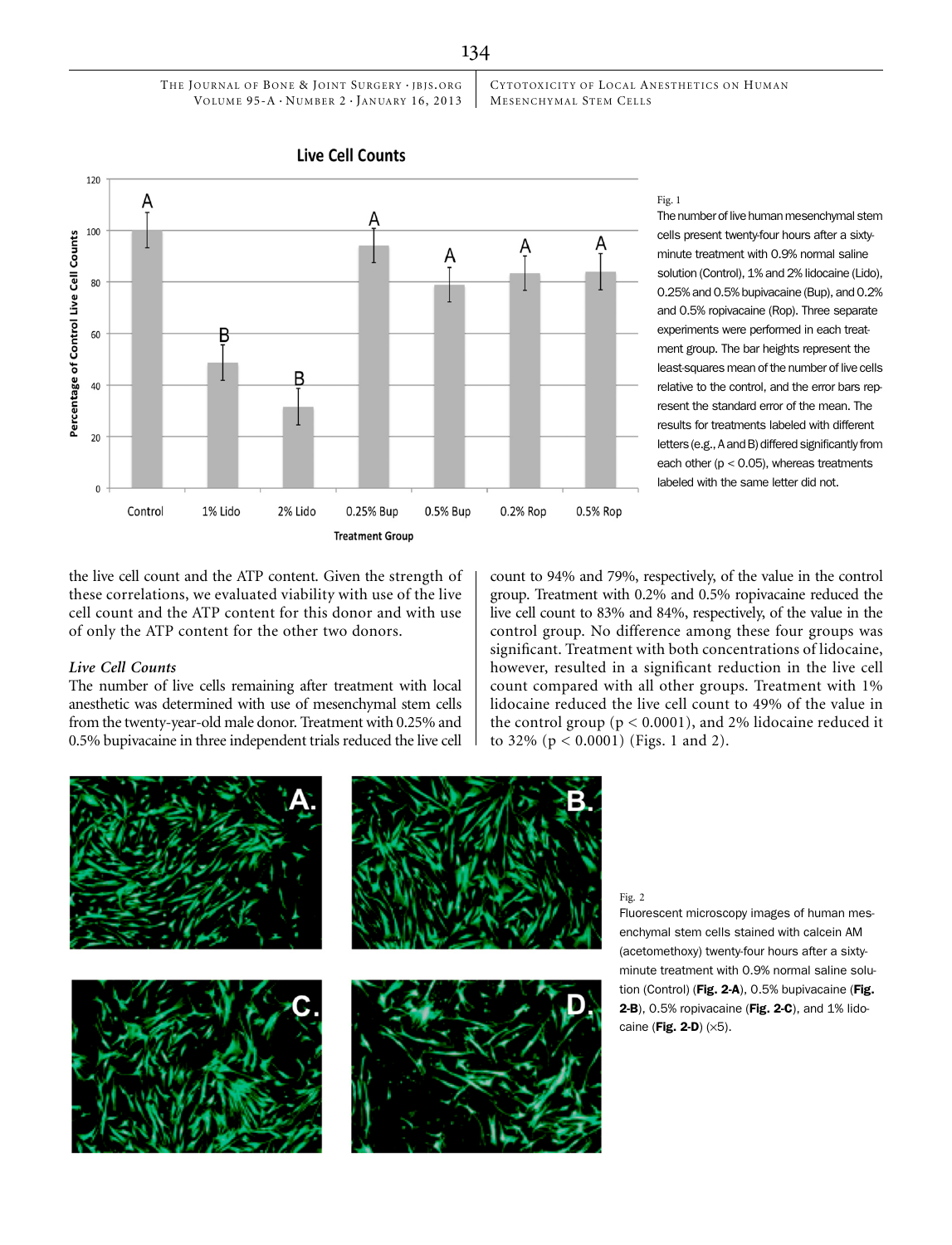Fig. 1

The number of live human mesenchymal stem cells present twenty-four hours after a sixty-minute treatment with 0.9% normal saline solution (Control), 1% and 2% lidocaine (Lido), 0.25% and 0.5% bupivacaine (Bup), and 0.2% and 0.5% ropivacaine (Rop). Three separate experiments were performed in each treatment group. The bar heights represent the least-squares mean of the number of live cells relative to the control, and the error bars represent the standard error of the mean. The results for treatments labeled with different letters (e.g., A and B) differed significantly from each other ($p < 0.05$), whereas treatments labeled with the same letter did not.

the live cell count and the ATP content. Given the strength of these correlations, we evaluated viability with use of the live cell count and the ATP content for this donor and with use of only the ATP content for the other two donors.

### *Live Cell Counts*

The number of live cells remaining after treatment with local anesthetic was determined with use of mesenchymal stem cells from the twenty-year-old male donor. Treatment with 0.25% and 0.5% bupivacaine in three independent trials reduced the live cell count to 94% and 79%, respectively, of the value in the control group. Treatment with 0.2% and 0.5% ropivacaine reduced the live cell count to 83% and 84%, respectively, of the value in the control group. No difference among these four groups was significant. Treatment with both concentrations of lidocaine, however, resulted in a significant reduction in the live cell count compared with all other groups. Treatment with 1% lidocaine reduced the live cell count to 49% of the value in the control group ($p < 0.0001$), and 2% lidocaine reduced it to 32% ($p < 0.0001$) (Figs. 1 and 2).

Fig. 2

Fluorescent microscopy images of human mesenchymal stem cells stained with calcein AM (acetomethoxy) twenty-four hours after a sixty-minute treatment with 0.9% normal saline solution (Control) (**Fig. 2-A**), 0.5% bupivacaine (**Fig. 2-B**), 0.5% ropivacaine (**Fig. 2-C**), and 1% lidocaine (**Fig. 2-D**) (×5).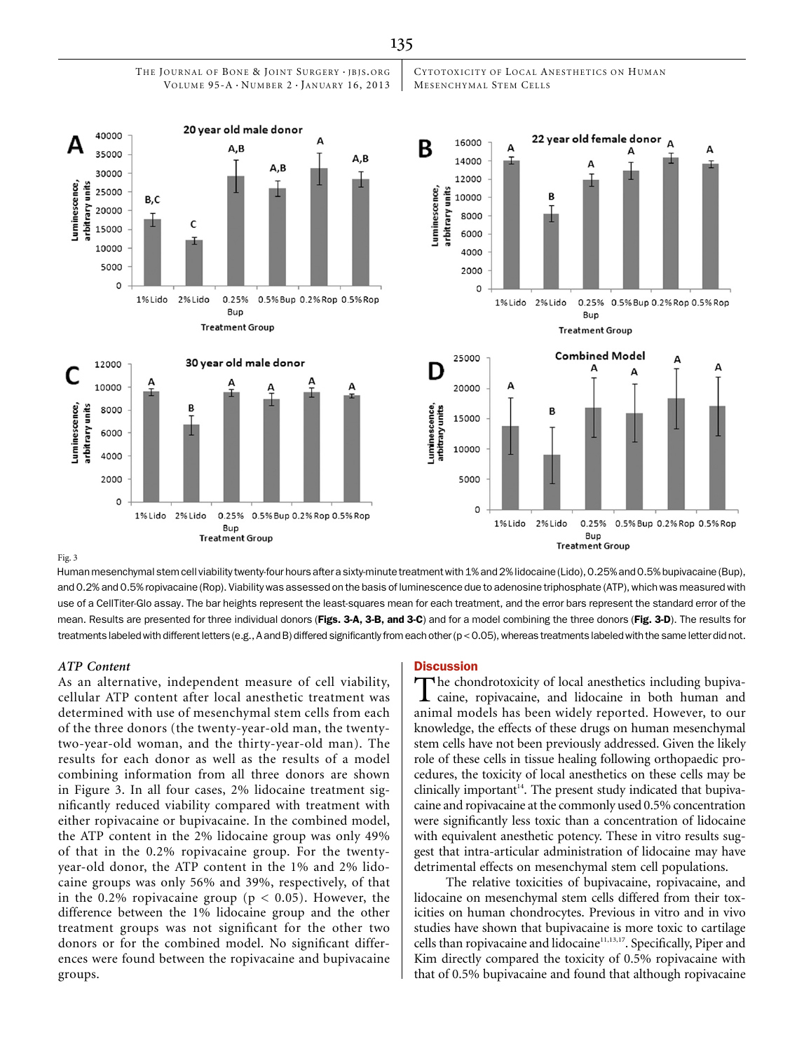Fig. 3

Human mesenchymal stem cell viability twenty-four hours after a sixty-minute treatment with 1% and 2% lidocaine (Lido), 0.25% and 0.5% bupivacaine (Bup), and 0.2% and 0.5% ropivacaine (Rop). Viability was assessed on the basis of luminescence due to adenosine triphosphate (ATP), which was measured with use of a CellTiter-Glo assay. The bar heights represent the least-squares mean for each treatment, and the error bars represent the standard error of the mean. Results are presented for three individual donors (**Figs. 3-A, 3-B, and 3-C**) and for a model combining the three donors (**Fig. 3-D**). The results for treatments labeled with different letters (e.g., A and B) differed significantly from each other ($p < 0.05$), whereas treatments labeled with the same letter did not.

### *ATP Content*

As an alternative, independent measure of cell viability, cellular ATP content after local anesthetic treatment was determined with use of mesenchymal stem cells from each of the three donors (the twenty-year-old man, the twenty-two-year-old woman, and the thirty-year-old man). The results for each donor as well as the results of a model combining information from all three donors are shown in Figure 3. In all four cases, 2% lidocaine treatment significantly reduced viability compared with treatment with either ropivacaine or bupivacaine. In the combined model, the ATP content in the 2% lidocaine group was only 49% of that in the 0.2% ropivacaine group. For the twenty-year-old donor, the ATP content in the 1% and 2% lidocaine groups was only 56% and 39%, respectively, of that in the 0.2% ropivacaine group ($p < 0.05$). However, the difference between the 1% lidocaine group and the other treatment groups was not significant for the other two donors or for the combined model. No significant differences were found between the ropivacaine and bupivacaine groups.

## Discussion

The chondrotoxicity of local anesthetics including bupivacaine, ropivacaine, and lidocaine in both human and animal models has been widely reported. However, to our knowledge, the effects of these drugs on human mesenchymal stem cells have not been previously addressed. Given the likely role of these cells in tissue healing following orthopaedic procedures, the toxicity of local anesthetics on these cells may be clinically important[14]. The present study indicated that bupivacaine and ropivacaine at the commonly used 0.5% concentration were significantly less toxic than a concentration of lidocaine with equivalent anesthetic potency. These in vitro results suggest that intra-articular administration of lidocaine may have detrimental effects on mesenchymal stem cell populations.

The relative toxicities of bupivacaine, ropivacaine, and lidocaine on mesenchymal stem cells differed from their toxicities on human chondrocytes. Previous in vitro and in vivo studies have shown that bupivacaine is more toxic to cartilage cells than ropivacaine and lidocaine[11,13,17]. Specifically, Piper and Kim directly compared the toxicity of 0.5% ropivacaine with that of 0.5% bupivacaine and found that although ropivacaine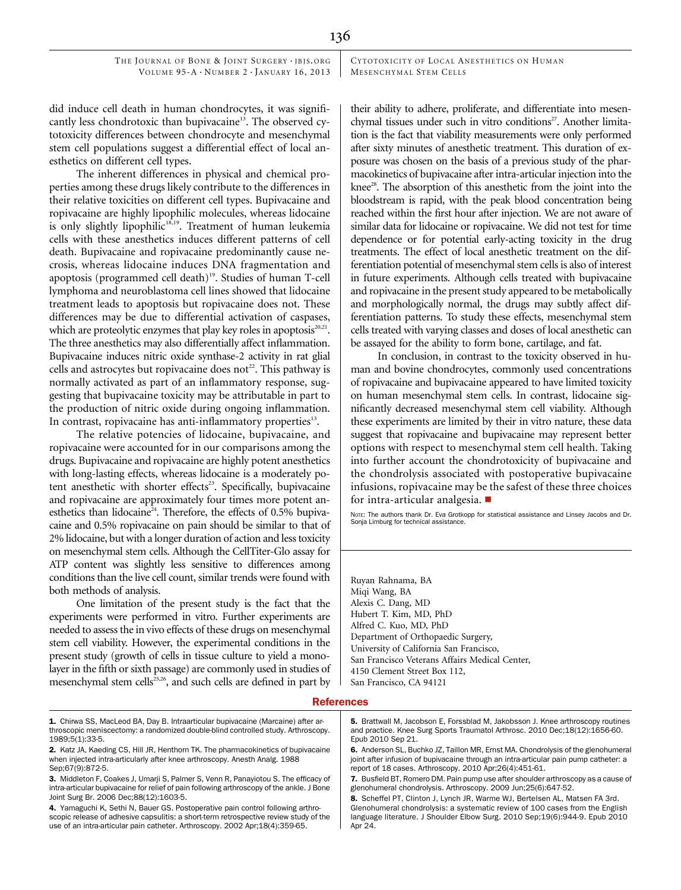did induce cell death in human chondrocytes, it was significantly less chondrotoxic than bupivacaine[13]. The observed cytotoxicity differences between chondrocyte and mesenchymal stem cell populations suggest a differential effect of local anesthetics on different cell types.

The inherent differences in physical and chemical properties among these drugs likely contribute to the differences in their relative toxicities on different cell types. Bupivacaine and ropivacaine are highly lipophilic molecules, whereas lidocaine is only slightly lipophilic[18,19]. Treatment of human leukemia cells with these anesthetics induces different patterns of cell death. Bupivacaine and ropivacaine predominantly cause necrosis, whereas lidocaine induces DNA fragmentation and apoptosis (programmed cell death)[19]. Studies of human T-cell lymphoma and neuroblastoma cell lines showed that lidocaine treatment leads to apoptosis but ropivacaine does not. These differences may be due to differential activation of caspases, which are proteolytic enzymes that play key roles in apoptosis[20,21]. The three anesthetics may also differentially affect inflammation. Bupivacaine induces nitric oxide synthase-2 activity in rat glial cells and astrocytes but ropivacaine does not[22]. This pathway is normally activated as part of an inflammatory response, suggesting that bupivacaine toxicity may be attributable in part to the production of nitric oxide during ongoing inflammation. In contrast, ropivacaine has anti-inflammatory properties[13].

The relative potencies of lidocaine, bupivacaine, and ropivacaine were accounted for in our comparisons among the drugs. Bupivacaine and ropivacaine are highly potent anesthetics with long-lasting effects, whereas lidocaine is a moderately potent anesthetic with shorter effects[23]. Specifically, bupivacaine and ropivacaine are approximately four times more potent anesthetics than lidocaine[24]. Therefore, the effects of 0.5% bupivacaine and 0.5% ropivacaine on pain should be similar to that of 2% lidocaine, but with a longer duration of action and less toxicity on mesenchymal stem cells. Although the CellTiter-Glo assay for ATP content was slightly less sensitive to differences among conditions than the live cell count, similar trends were found with both methods of analysis.

One limitation of the present study is the fact that the experiments were performed in vitro. Further experiments are needed to assess the in vivo effects of these drugs on mesenchymal stem cell viability. However, the experimental conditions in the present study (growth of cells in tissue culture to yield a monolayer in the fifth or sixth passage) are commonly used in studies of mesenchymal stem cells[25,26], and such cells are defined in part by their ability to adhere, proliferate, and differentiate into mesenchymal tissues under such in vitro conditions[27]. Another limitation is the fact that viability measurements were only performed after sixty minutes of anesthetic treatment. This duration of exposure was chosen on the basis of a previous study of the pharmacokinetics of bupivacaine after intra-articular injection into the knee[28]. The absorption of this anesthetic from the joint into the bloodstream is rapid, with the peak blood concentration being reached within the first hour after injection. We are not aware of similar data for lidocaine or ropivacaine. We did not test for time dependence or for potential early-acting toxicity in the drug treatments. The effect of local anesthetic treatment on the differentiation potential of mesenchymal stem cells is also of interest in future experiments. Although cells treated with bupivacaine and ropivacaine in the present study appeared to be metabolically and morphologically normal, the drugs may subtly affect differentiation patterns. To study these effects, mesenchymal stem cells treated with varying classes and doses of local anesthetic can be assayed for the ability to form bone, cartilage, and fat.

In conclusion, in contrast to the toxicity observed in human and bovine chondrocytes, commonly used concentrations of ropivacaine and bupivacaine appeared to have limited toxicity on human mesenchymal stem cells. In contrast, lidocaine significantly decreased mesenchymal stem cell viability. Although these experiments are limited by their in vitro nature, these data suggest that ropivacaine and bupivacaine may represent better options with respect to mesenchymal stem cell health. Taking into further account the chondrotoxicity of bupivacaine and the chondrolysis associated with postoperative bupivacaine infusions, ropivacaine may be the safest of these three choices for intra-articular analgesia. ■

NOTE: The authors thank Dr. Eva Grotkopp for statistical assistance and Linsey Jacobs and Dr. Sonja Limburg for technical assistance.

Ruyan Rahnama, BA
Miqi Wang, BA
Alexis C. Dang, MD
Hubert T. Kim, MD, PhD
Alfred C. Kuo, MD, PhD
Department of Orthopaedic Surgery,
University of California San Francisco,
San Francisco Veterans Affairs Medical Center,
4150 Clement Street Box 112,
San Francisco, CA 94121

## References

1. Chirwa SS, MacLeod BA, Day B. Intraarticular bupivacaine (Marcaine) after arthroscopic meniscectomy: a randomized double-blind controlled study. Arthroscopy. 1989;5(1):33-5.
2. Katz JA, Kaeding CS, Hill JR, Henthorn TK. The pharmacokinetics of bupivacaine when injected intra-articularly after knee arthroscopy. Anesth Analg. 1988 Sep;67(9):872-5.
3. Middleton F, Coakes J, Umarji S, Palmer S, Venn R, Panayiotou S. The efficacy of intra-articular bupivacaine for relief of pain following arthroscopy of the ankle. J Bone Joint Surg Br. 2006 Dec;88(12):1603-5.
4. Yamaguchi K, Sethi N, Bauer GS. Postoperative pain control following arthroscopic release of adhesive capsulitis: a short-term retrospective review study of the use of an intra-articular pain catheter. Arthroscopy. 2002 Apr;18(4):359-65.
5. Brattwall M, Jacobson E, Forssblad M, Jakobsson J. Knee arthroscopy routines and practice. Knee Surg Sports Traumatol Arthrosc. 2010 Dec;18(12):1656-60. Epub 2010 Sep 21.
6. Anderson SL, Buchko JZ, Taillon MR, Ernst MA. Chondrolysis of the glenohumeral joint after infusion of bupivacaine through an intra-articular pain pump catheter: a report of 18 cases. Arthroscopy. 2010 Apr;26(4):451-61.
7. Busfield BT, Romero DM. Pain pump use after shoulder arthroscopy as a cause of glenohumeral chondrolysis. Arthroscopy. 2009 Jun;25(6):647-52.
8. Scheffel PT, Clinton J, Lynch JR, Warme WJ, Bertelsen AL, Matsen FA 3rd. Glenohumeral chondrolysis: a systematic review of 100 cases from the English language literature. J Shoulder Elbow Surg. 2010 Sep;19(6):944-9. Epub 2010 Apr 24.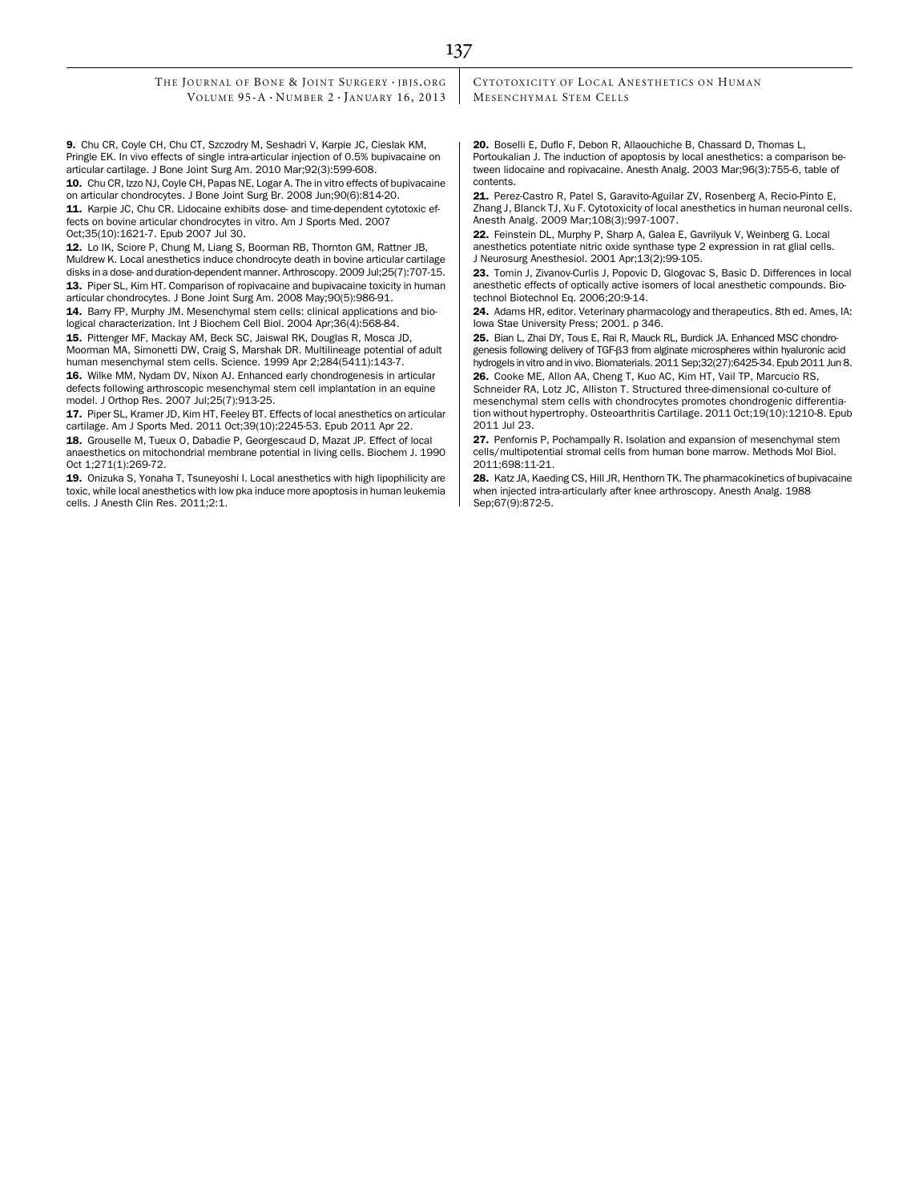9. Chu CR, Coyle CH, Chu CT, Szczodry M, Seshadri V, Karpie JC, Cieslak KM, Pringle EK. In vivo effects of single intra-articular injection of 0.5% bupivacaine on articular cartilage. J Bone Joint Surg Am. 2010 Mar;92(3):599-608.

10. Chu CR, Izzo NJ, Coyle CH, Papas NE, Logar A. The in vitro effects of bupivacaine on articular chondrocytes. J Bone Joint Surg Br. 2008 Jun;90(6):814-20.

11. Karpie JC, Chu CR. Lidocaine exhibits dose- and time-dependent cytotoxic effects on bovine articular chondrocytes in vitro. Am J Sports Med. 2007 Oct;35(10):1621-7. Epub 2007 Jul 30.

12. Lo IK, Sciore P, Chung M, Liang S, Boorman RB, Thornton GM, Rattner JB, Muldrew K. Local anesthetics induce chondrocyte death in bovine articular cartilage disks in a dose- and duration-dependent manner. Arthroscopy. 2009 Jul;25(7):707-15.

13. Piper SL, Kim HT. Comparison of ropivacaine and bupivacaine toxicity in human articular chondrocytes. J Bone Joint Surg Am. 2008 May;90(5):986-91.

14. Barry FP, Murphy JM. Mesenchymal stem cells: clinical applications and biological characterization. Int J Biochem Cell Biol. 2004 Apr;36(4):568-84.

15. Pittenger MF, Mackay AM, Beck SC, Jaiswal RK, Douglas R, Mosca JD, Moorman MA, Simonetti DW, Craig S, Marshak DR. Multilineage potential of adult human mesenchymal stem cells. Science. 1999 Apr 2;284(5411):143-7.

16. Wilke MM, Nydam DV, Nixon AJ. Enhanced early chondrogenesis in articular defects following arthroscopic mesenchymal stem cell implantation in an equine model. J Orthop Res. 2007 Jul;25(7):913-25.

17. Piper SL, Kramer JD, Kim HT, Feeley BT. Effects of local anesthetics on articular cartilage. Am J Sports Med. 2011 Oct;39(10):2245-53. Epub 2011 Apr 22.

18. Grouselle M, Tueux O, Dabadie P, Georgescaud D, Mazat JP. Effect of local anaesthetics on mitochondrial membrane potential in living cells. Biochem J. 1990 Oct 1;271(1):269-72.

19. Onizuka S, Yonaha T, Tsuneyoshi I. Local anesthetics with high lipophilicity are toxic, while local anesthetics with low pka induce more apoptosis in human leukemia cells. J Anesth Clin Res. 2011;2:1.

20. Boselli E, Duflo F, Debon R, Allaouchiche B, Chassard D, Thomas L, Portoukalian J. The induction of apoptosis by local anesthetics: a comparison between lidocaine and ropivacaine. Anesth Analg. 2003 Mar;96(3):755-6, table of contents.

21. Perez-Castro R, Patel S, Garavito-Aguilar ZV, Rosenberg A, Recio-Pinto E, Zhang J, Blanck TJ, Xu F. Cytotoxicity of local anesthetics in human neuronal cells. Anesth Analg. 2009 Mar;108(3):997-1007.

22. Feinstein DL, Murphy P, Sharp A, Galea E, Gavrilyuk V, Weinberg G. Local anesthetics potentiate nitric oxide synthase type 2 expression in rat glial cells. J Neurosurg Anesthesiol. 2001 Apr;13(2):99-105.

23. Tomin J, Zivanov-Curlis J, Popovic D, Glogovac S, Basic D. Differences in local anesthetic effects of optically active isomers of local anesthetic compounds. Biotechnol Biotechnol Eq. 2006;20:9-14.

24. Adams HR, editor. Veterinary pharmacology and therapeutics. 8th ed. Ames, IA: Iowa Stae University Press; 2001. p 346.

25. Bian L, Zhai DY, Tous E, Rai R, Mauck RL, Burdick JA. Enhanced MSC chondrogenesis following delivery of TGF-β3 from alginate microspheres within hyaluronic acid hydrogels in vitro and in vivo. Biomaterials. 2011 Sep;32(27):6425-34. Epub 2011 Jun 8.

26. Cooke ME, Allon AA, Cheng T, Kuo AC, Kim HT, Vail TP, Marcucio RS, Schneider RA, Lotz JC, Alliston T. Structured three-dimensional co-culture of mesenchymal stem cells with chondrocytes promotes chondrogenic differentiation without hypertrophy. Osteoarthritis Cartilage. 2011 Oct;19(10):1210-8. Epub 2011 Jul 23.

27. Penfornis P, Pochampally R. Isolation and expansion of mesenchymal stem cells/multipotential stromal cells from human bone marrow. Methods Mol Biol. 2011;698:11-21.

28. Katz JA, Kaeding CS, Hill JR, Henthorn TK. The pharmacokinetics of bupivacaine when injected intra-articularly after knee arthroscopy. Anesth Analg. 1988 Sep;67(9):872-5.